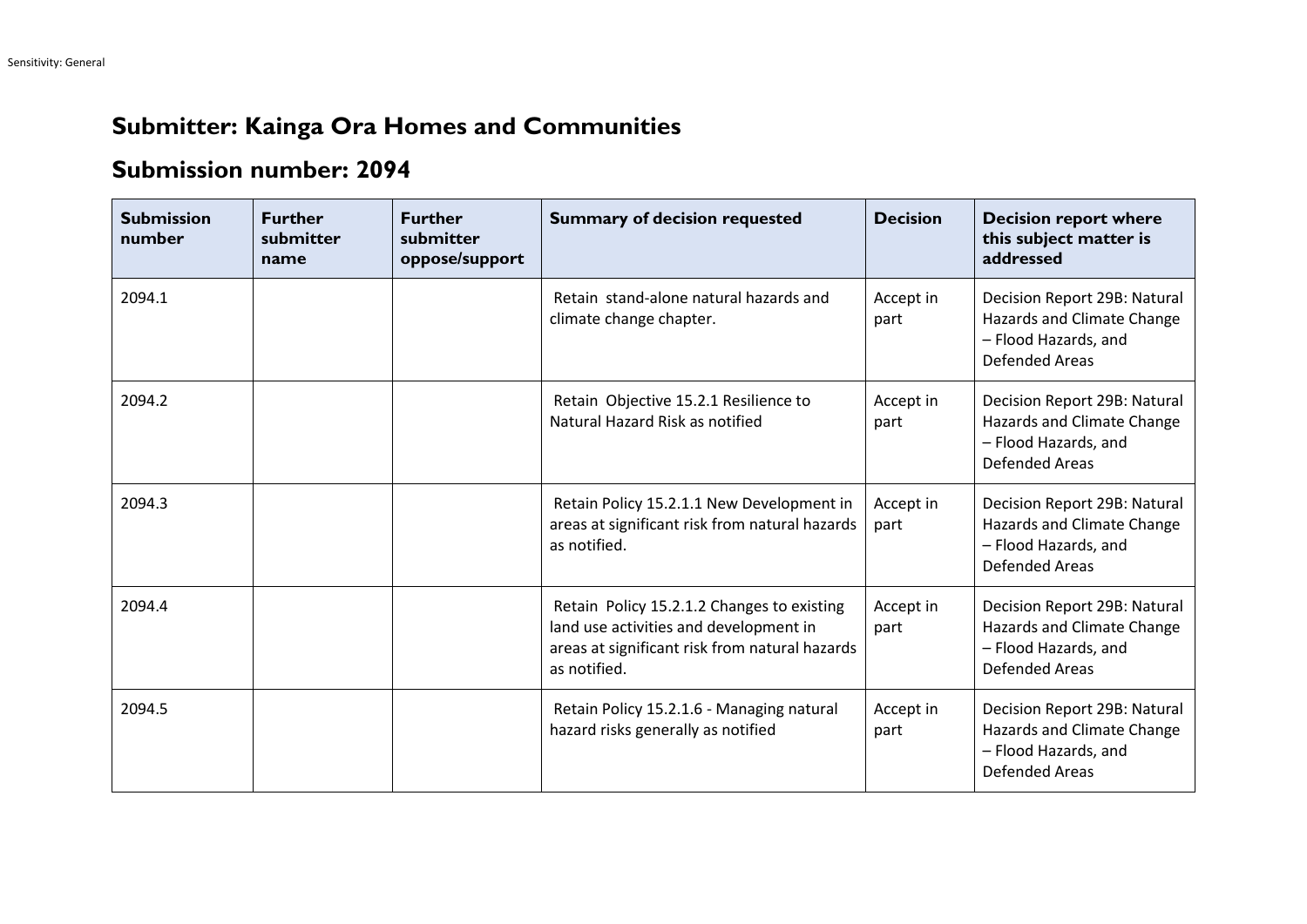# Submitter: Kainga Ora Homes and Communities

## Submission number: 2094

| Submission number | Further submitter name | Further submitter oppose/support | Summary of decision requested | Decision | Decision report where this subject matter is addressed |
|---|---|---|---|---|---|
| 2094.1 | | | Retain stand-alone natural hazards and climate change chapter. | Accept in part | Decision Report 29B: Natural Hazards and Climate Change – Flood Hazards, and Defended Areas |
| 2094.2 | | | Retain Objective 15.2.1 Resilience to Natural Hazard Risk as notified | Accept in part | Decision Report 29B: Natural Hazards and Climate Change – Flood Hazards, and Defended Areas |
| 2094.3 | | | Retain Policy 15.2.1.1 New Development in areas at significant risk from natural hazards as notified. | Accept in part | Decision Report 29B: Natural Hazards and Climate Change – Flood Hazards, and Defended Areas |
| 2094.4 | | | Retain Policy 15.2.1.2 Changes to existing land use activities and development in areas at significant risk from natural hazards as notified. | Accept in part | Decision Report 29B: Natural Hazards and Climate Change – Flood Hazards, and Defended Areas |
| 2094.5 | | | Retain Policy 15.2.1.6 - Managing natural hazard risks generally as notified | Accept in part | Decision Report 29B: Natural Hazards and Climate Change – Flood Hazards, and Defended Areas |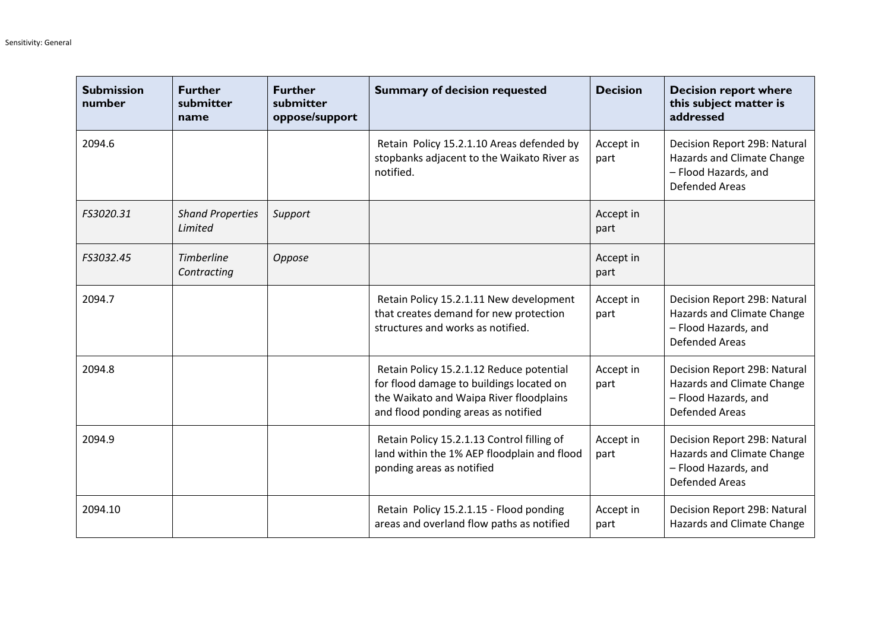| **Submission number** | **Further submitter name** | **Further submitter oppose/support** | **Summary of decision requested** | **Decision** | **Decision report where this subject matter is addressed** |
|---|---|---|---|---|---|
| 2094.6 | | | Retain Policy 15.2.1.10 Areas defended by stopbanks adjacent to the Waikato River as notified. | Accept in part | Decision Report 29B: Natural Hazards and Climate Change – Flood Hazards, and Defended Areas |
| *FS3020.31* | *Shand Properties Limited* | *Support* | | Accept in part | |
| *FS3032.45* | *Timberline Contracting* | *Oppose* | | Accept in part | |
| 2094.7 | | | Retain Policy 15.2.1.11 New development that creates demand for new protection structures and works as notified. | Accept in part | Decision Report 29B: Natural Hazards and Climate Change – Flood Hazards, and Defended Areas |
| 2094.8 | | | Retain Policy 15.2.1.12 Reduce potential for flood damage to buildings located on the Waikato and Waipa River floodplains and flood ponding areas as notified | Accept in part | Decision Report 29B: Natural Hazards and Climate Change – Flood Hazards, and Defended Areas |
| 2094.9 | | | Retain Policy 15.2.1.13 Control filling of land within the 1% AEP floodplain and flood ponding areas as notified | Accept in part | Decision Report 29B: Natural Hazards and Climate Change – Flood Hazards, and Defended Areas |
| 2094.10 | | | Retain Policy 15.2.1.15 - Flood ponding areas and overland flow paths as notified | Accept in part | Decision Report 29B: Natural Hazards and Climate Change |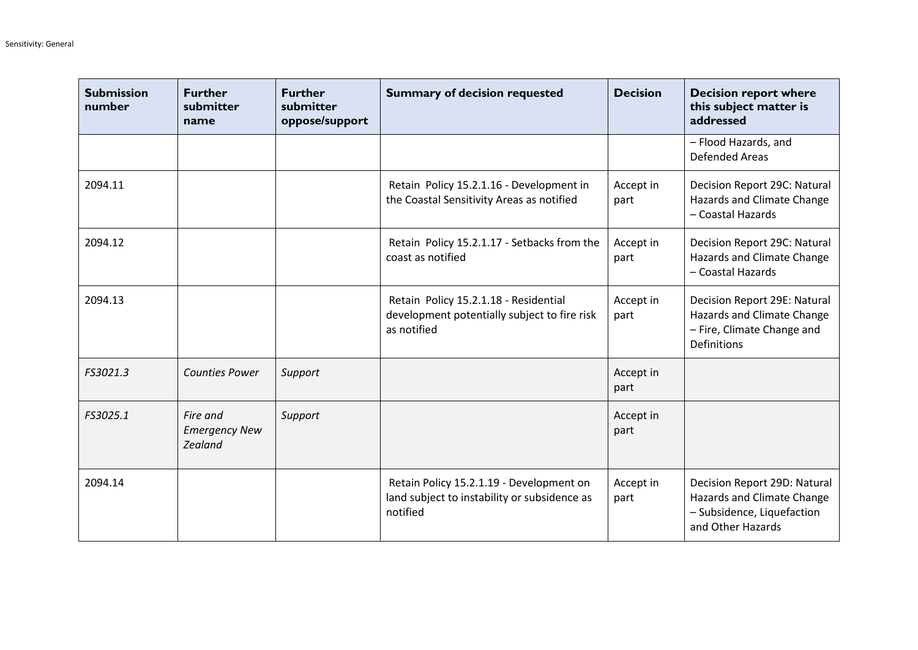| Submission number | Further submitter name | Further submitter oppose/support | Summary of decision requested | Decision | Decision report where this subject matter is addressed |
|---|---|---|---|---|---|
| | | | | | – Flood Hazards, and Defended Areas |
| 2094.11 | | | Retain Policy 15.2.1.16 - Development in the Coastal Sensitivity Areas as notified | Accept in part | Decision Report 29C: Natural Hazards and Climate Change – Coastal Hazards |
| 2094.12 | | | Retain Policy 15.2.1.17 - Setbacks from the coast as notified | Accept in part | Decision Report 29C: Natural Hazards and Climate Change – Coastal Hazards |
| 2094.13 | | | Retain Policy 15.2.1.18 - Residential development potentially subject to fire risk as notified | Accept in part | Decision Report 29E: Natural Hazards and Climate Change – Fire, Climate Change and Definitions |
| *FS3021.3* | *Counties Power* | *Support* | | Accept in part | |
| *FS3025.1* | *Fire and Emergency New Zealand* | *Support* | | Accept in part | |
| 2094.14 | | | Retain Policy 15.2.1.19 - Development on land subject to instability or subsidence as notified | Accept in part | Decision Report 29D: Natural Hazards and Climate Change – Subsidence, Liquefaction and Other Hazards |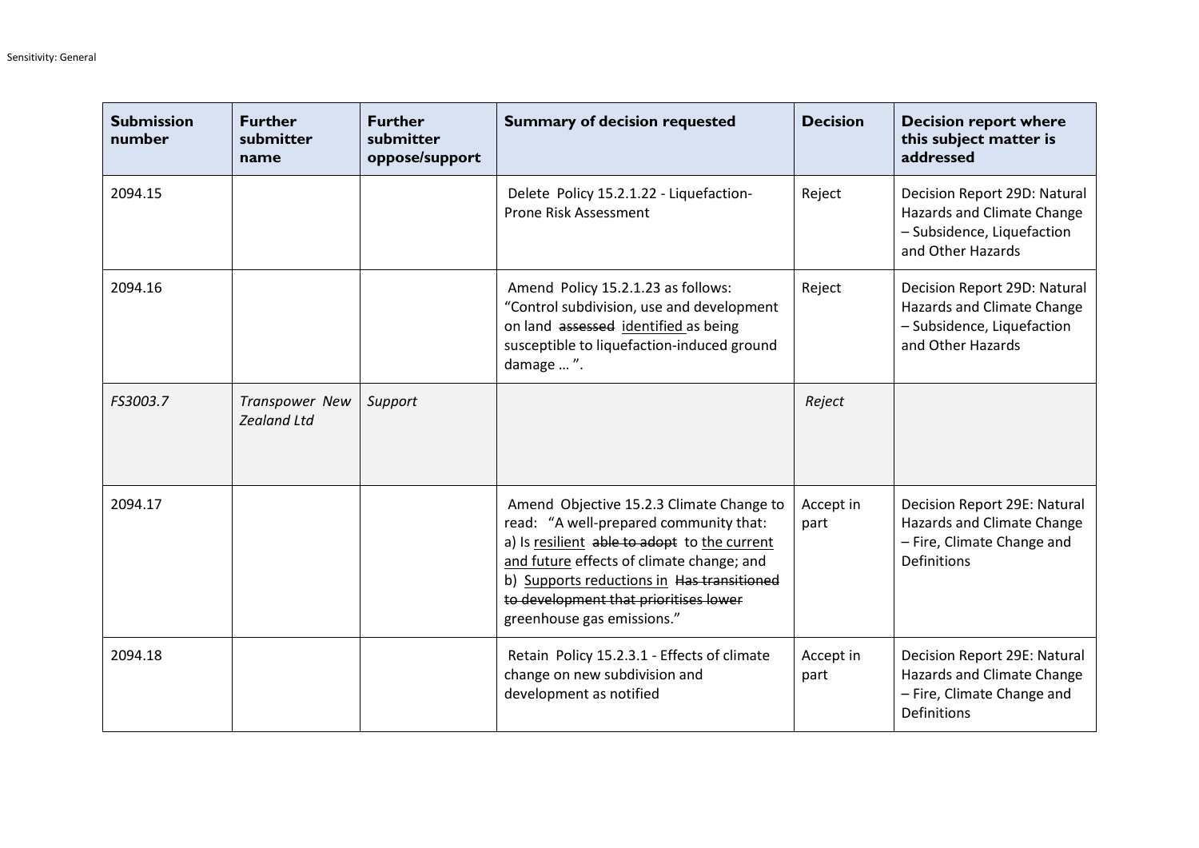| Submission number | Further submitter name | Further submitter oppose/support | Summary of decision requested | Decision | Decision report where this subject matter is addressed |
|---|---|---|---|---|---|
| 2094.15 | | | Delete Policy 15.2.1.22 - Liquefaction-Prone Risk Assessment | Reject | Decision Report 29D: Natural Hazards and Climate Change – Subsidence, Liquefaction and Other Hazards |
| 2094.16 | | | Amend Policy 15.2.1.23 as follows: “Control subdivision, use and development on land ~~assessed~~ <u>identified</u> as being susceptible to liquefaction-induced ground damage … ”. | Reject | Decision Report 29D: Natural Hazards and Climate Change – Subsidence, Liquefaction and Other Hazards |
| *FS3003.7* | *Transpower New Zealand Ltd* | *Support* | | *Reject* | |
| 2094.17 | | | Amend Objective 15.2.3 Climate Change to read: “A well-prepared community that:<br>a) Is <u>resilient</u> ~~able to adopt~~ to <u>the current and future</u> effects of climate change; and<br>b) <u>Supports reductions in</u> ~~Has transitioned to development that prioritises lower~~ greenhouse gas emissions.” | Accept in part | Decision Report 29E: Natural Hazards and Climate Change – Fire, Climate Change and Definitions |
| 2094.18 | | | Retain Policy 15.2.3.1 - Effects of climate change on new subdivision and development as notified | Accept in part | Decision Report 29E: Natural Hazards and Climate Change – Fire, Climate Change and Definitions |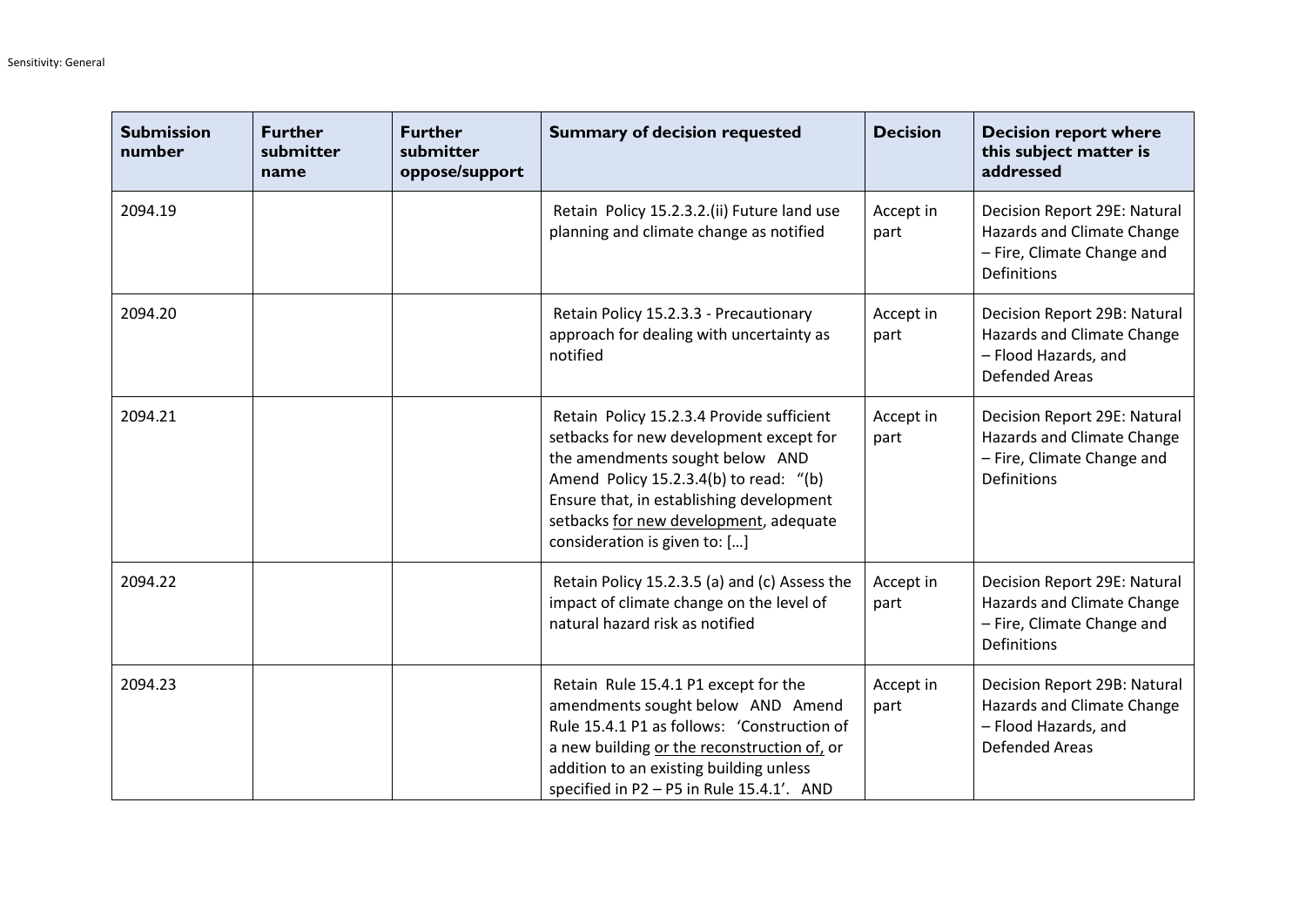| Submission number | Further submitter name | Further submitter oppose/support | Summary of decision requested | Decision | Decision report where this subject matter is addressed |
|---|---|---|---|---|---|
| 2094.19 | | | Retain Policy 15.2.3.2.(ii) Future land use planning and climate change as notified | Accept in part | Decision Report 29E: Natural Hazards and Climate Change – Fire, Climate Change and Definitions |
| 2094.20 | | | Retain Policy 15.2.3.3 - Precautionary approach for dealing with uncertainty as notified | Accept in part | Decision Report 29B: Natural Hazards and Climate Change – Flood Hazards, and Defended Areas |
| 2094.21 | | | Retain Policy 15.2.3.4 Provide sufficient setbacks for new development except for the amendments sought below AND Amend Policy 15.2.3.4(b) to read: "(b) Ensure that, in establishing development setbacks <u>for new development</u>, adequate consideration is given to: […] | Accept in part | Decision Report 29E: Natural Hazards and Climate Change – Fire, Climate Change and Definitions |
| 2094.22 | | | Retain Policy 15.2.3.5 (a) and (c) Assess the impact of climate change on the level of natural hazard risk as notified | Accept in part | Decision Report 29E: Natural Hazards and Climate Change – Fire, Climate Change and Definitions |
| 2094.23 | | | Retain Rule 15.4.1 P1 except for the amendments sought below AND Amend Rule 15.4.1 P1 as follows: 'Construction of a new building <u>or the reconstruction of,</u> or addition to an existing building unless specified in P2 – P5 in Rule 15.4.1'. AND | Accept in part | Decision Report 29B: Natural Hazards and Climate Change – Flood Hazards, and Defended Areas |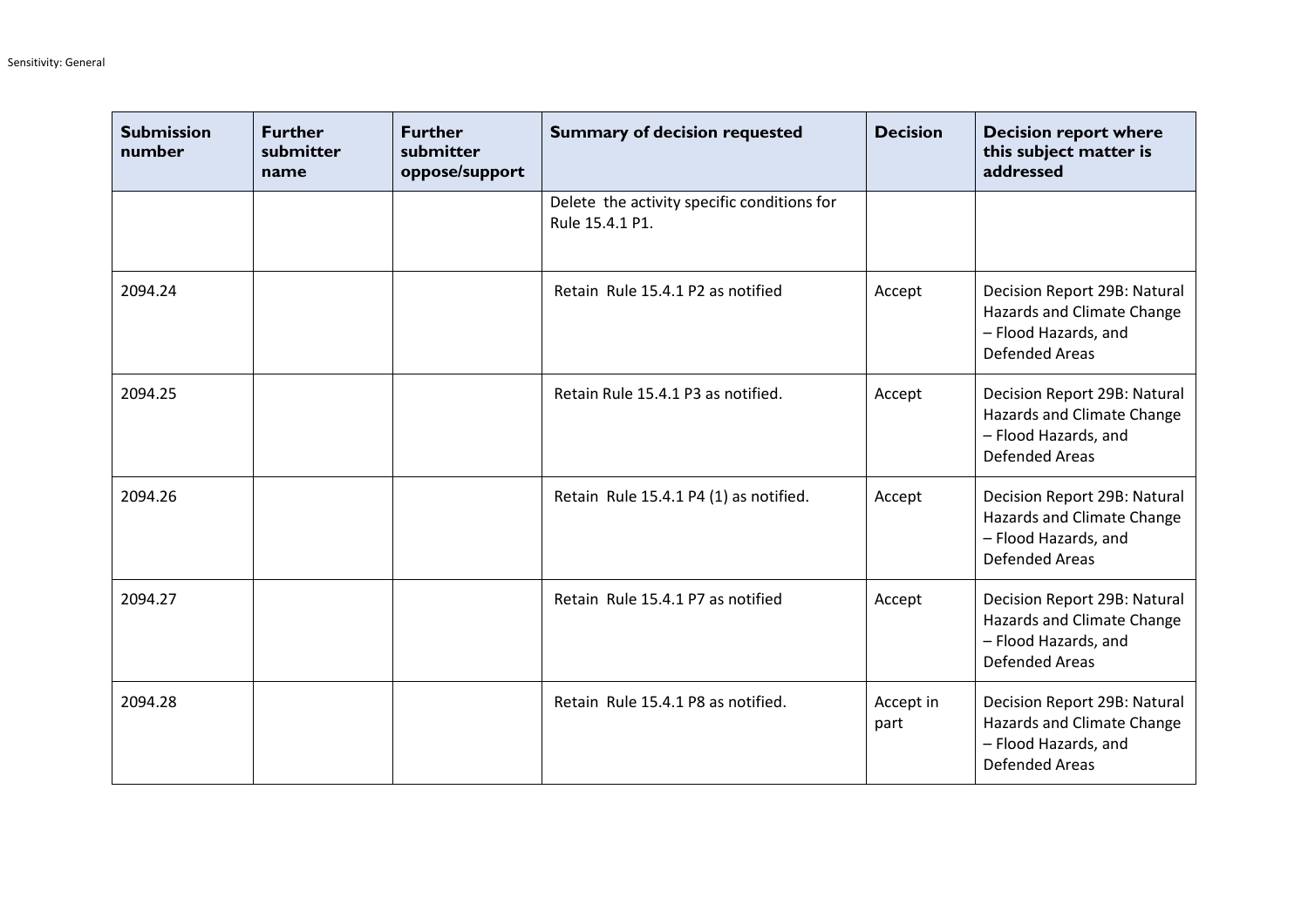| Submission number | Further submitter name | Further submitter oppose/support | Summary of decision requested | Decision | Decision report where this subject matter is addressed |
|---|---|---|---|---|---|
| | | | Delete the activity specific conditions for Rule 15.4.1 P1. | | |
| 2094.24 | | | Retain Rule 15.4.1 P2 as notified | Accept | Decision Report 29B: Natural Hazards and Climate Change – Flood Hazards, and Defended Areas |
| 2094.25 | | | Retain Rule 15.4.1 P3 as notified. | Accept | Decision Report 29B: Natural Hazards and Climate Change – Flood Hazards, and Defended Areas |
| 2094.26 | | | Retain Rule 15.4.1 P4 (1) as notified. | Accept | Decision Report 29B: Natural Hazards and Climate Change – Flood Hazards, and Defended Areas |
| 2094.27 | | | Retain Rule 15.4.1 P7 as notified | Accept | Decision Report 29B: Natural Hazards and Climate Change – Flood Hazards, and Defended Areas |
| 2094.28 | | | Retain Rule 15.4.1 P8 as notified. | Accept in part | Decision Report 29B: Natural Hazards and Climate Change – Flood Hazards, and Defended Areas |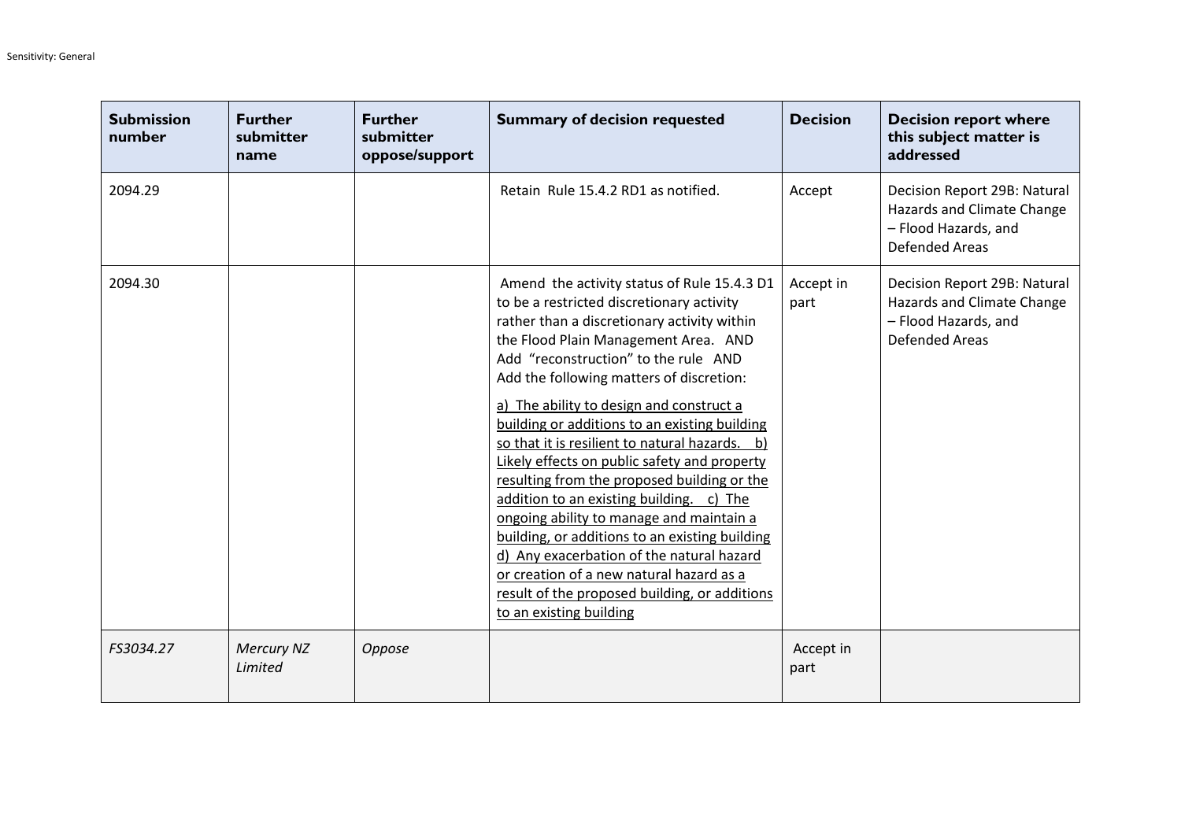| Submission number | Further submitter name | Further submitter oppose/support | Summary of decision requested | Decision | Decision report where this subject matter is addressed |
|---|---|---|---|---|---|
| 2094.29 | | | Retain Rule 15.4.2 RD1 as notified. | Accept | Decision Report 29B: Natural Hazards and Climate Change – Flood Hazards, and Defended Areas |
| 2094.30 | | | Amend the activity status of Rule 15.4.3 D1 to be a restricted discretionary activity rather than a discretionary activity within the Flood Plain Management Area. AND Add "reconstruction" to the rule AND Add the following matters of discretion: <u>a) The ability to design and construct a building or additions to an existing building so that it is resilient to natural hazards. b) Likely effects on public safety and property resulting from the proposed building or the addition to an existing building. c) The ongoing ability to manage and maintain a building, or additions to an existing building d) Any exacerbation of the natural hazard or creation of a new natural hazard as a result of the proposed building, or additions to an existing building</u> | Accept in part | Decision Report 29B: Natural Hazards and Climate Change – Flood Hazards, and Defended Areas |
| *FS3034.27* | *Mercury NZ Limited* | *Oppose* | | Accept in part | |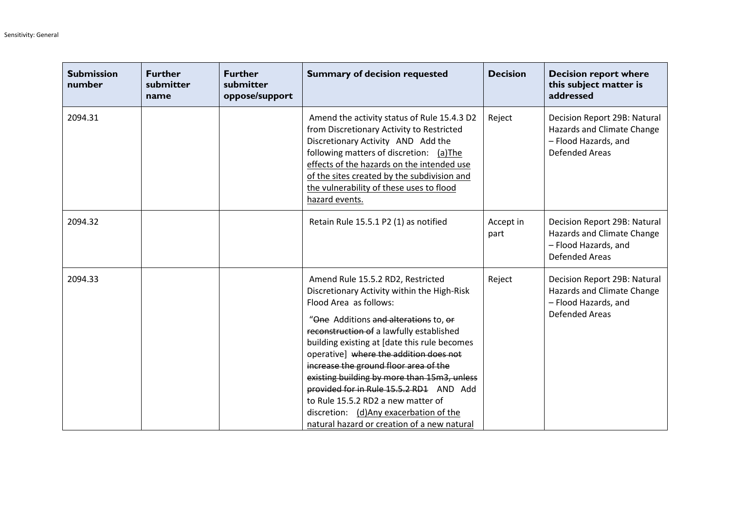| Submission number | Further submitter name | Further submitter oppose/support | Summary of decision requested | Decision | Decision report where this subject matter is addressed |
|---|---|---|---|---|---|
| 2094.31 | | | Amend the activity status of Rule 15.4.3 D2 from Discretionary Activity to Restricted Discretionary Activity AND Add the following matters of discretion: <u>(a)The effects of the hazards on the intended use of the sites created by the subdivision and the vulnerability of these uses to flood hazard events.</u> | Reject | Decision Report 29B: Natural Hazards and Climate Change – Flood Hazards, and Defended Areas |
| 2094.32 | | | Retain Rule 15.5.1 P2 (1) as notified | Accept in part | Decision Report 29B: Natural Hazards and Climate Change – Flood Hazards, and Defended Areas |
| 2094.33 | | | Amend Rule 15.5.2 RD2, Restricted Discretionary Activity within the High-Risk Flood Area as follows: "~~One~~ Additions ~~and alterations~~ to, ~~or reconstruction of~~ a lawfully established building existing at [date this rule becomes operative] ~~where the addition does not increase the ground floor area of the existing building by more than 15m3, unless provided for in Rule 15.5.2 RD1~~ AND Add to Rule 15.5.2 RD2 a new matter of discretion: <u>(d)Any exacerbation of the natural hazard or creation of a new natural</u> | Reject | Decision Report 29B: Natural Hazards and Climate Change – Flood Hazards, and Defended Areas |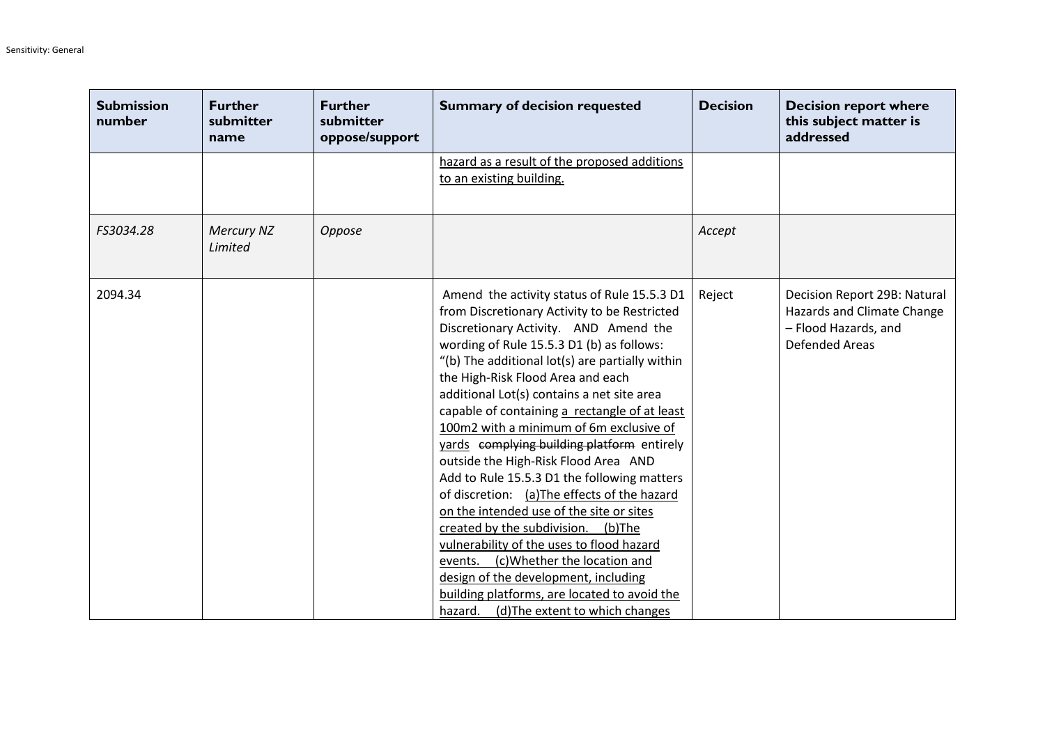| Submission number | Further submitter name | Further submitter oppose/support | Summary of decision requested | Decision | Decision report where this subject matter is addressed |
|---|---|---|---|---|---|
| | | | <u>hazard as a result of the proposed additions to an existing building.</u> | | |
| *FS3034.28* | *Mercury NZ Limited* | *Oppose* | | *Accept* | |
| 2094.34 | | | Amend the activity status of Rule 15.5.3 D1 from Discretionary Activity to be Restricted Discretionary Activity. AND Amend the wording of Rule 15.5.3 D1 (b) as follows: "(b) The additional lot(s) are partially within the High-Risk Flood Area and each additional Lot(s) contains a net site area capable of containing <u>a rectangle of at least 100m2 with a minimum of 6m exclusive of yards</u> ~~complying building platform~~ entirely outside the High-Risk Flood Area AND Add to Rule 15.5.3 D1 the following matters of discretion: <u>(a)The effects of the hazard on the intended use of the site or sites created by the subdivision. (b)The vulnerability of the uses to flood hazard events. (c)Whether the location and design of the development, including building platforms, are located to avoid the hazard. (d)The extent to which changes</u> | Reject | Decision Report 29B: Natural Hazards and Climate Change – Flood Hazards, and Defended Areas |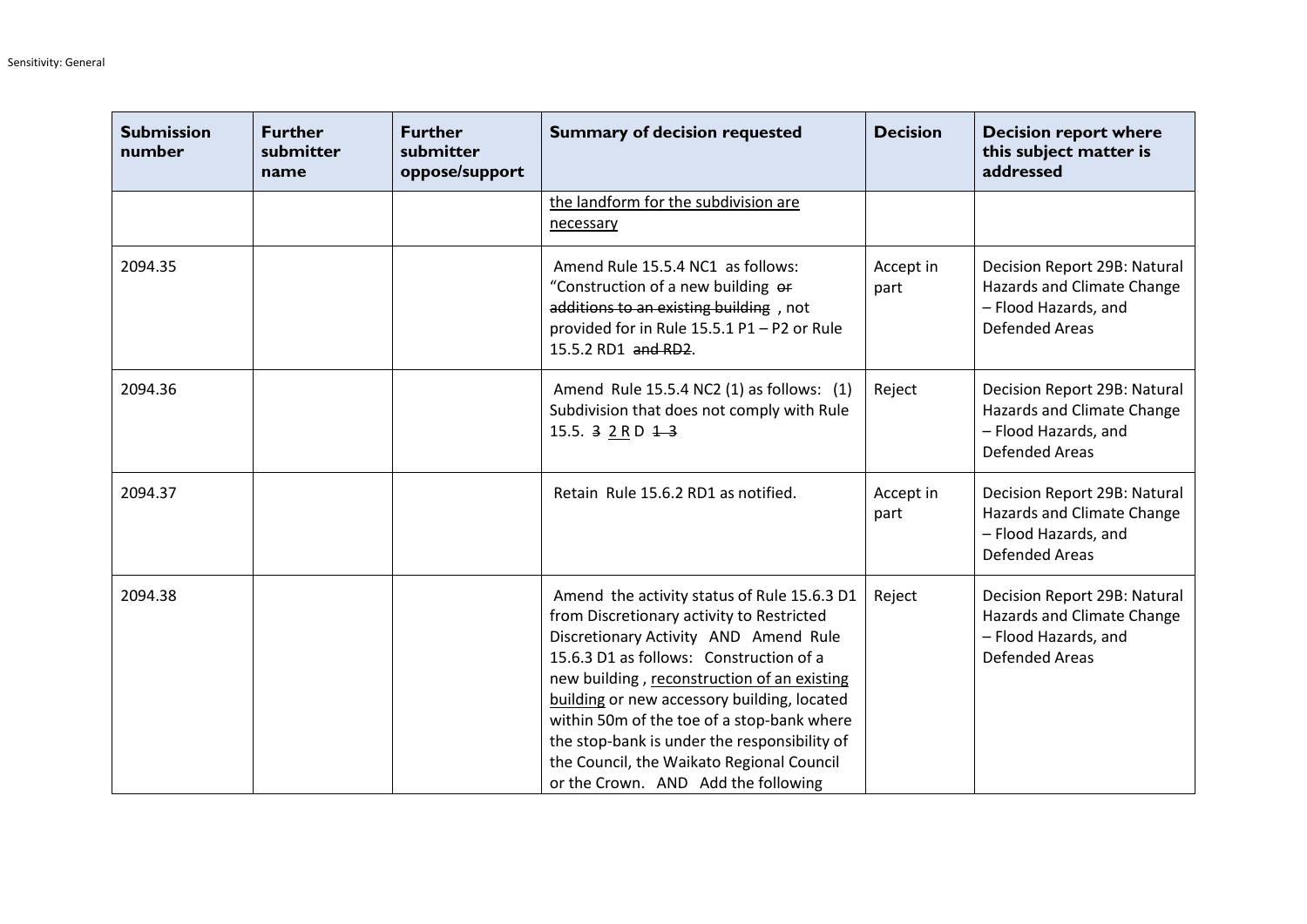| Submission number | Further submitter name | Further submitter oppose/support | Summary of decision requested | Decision | Decision report where this subject matter is addressed |
|---|---|---|---|---|---|
| | | | <u>the landform for the subdivision are necessary</u> | | |
| 2094.35 | | | Amend Rule 15.5.4 NC1 as follows: "Construction of a new building ~~or additions to an existing building~~ , not provided for in Rule 15.5.1 P1 – P2 or Rule 15.5.2 RD1 ~~and RD2~~. | Accept in part | Decision Report 29B: Natural Hazards and Climate Change – Flood Hazards, and Defended Areas |
| 2094.36 | | | Amend Rule 15.5.4 NC2 (1) as follows: (1) Subdivision that does not comply with Rule 15.5. ~~3~~ <u>2 R</u> D ~~1-3~~ | Reject | Decision Report 29B: Natural Hazards and Climate Change – Flood Hazards, and Defended Areas |
| 2094.37 | | | Retain Rule 15.6.2 RD1 as notified. | Accept in part | Decision Report 29B: Natural Hazards and Climate Change – Flood Hazards, and Defended Areas |
| 2094.38 | | | Amend the activity status of Rule 15.6.3 D1 from Discretionary activity to Restricted Discretionary Activity AND Amend Rule 15.6.3 D1 as follows: Construction of a new building , <u>reconstruction of an existing building</u> or new accessory building, located within 50m of the toe of a stop-bank where the stop-bank is under the responsibility of the Council, the Waikato Regional Council or the Crown. AND Add the following | Reject | Decision Report 29B: Natural Hazards and Climate Change – Flood Hazards, and Defended Areas |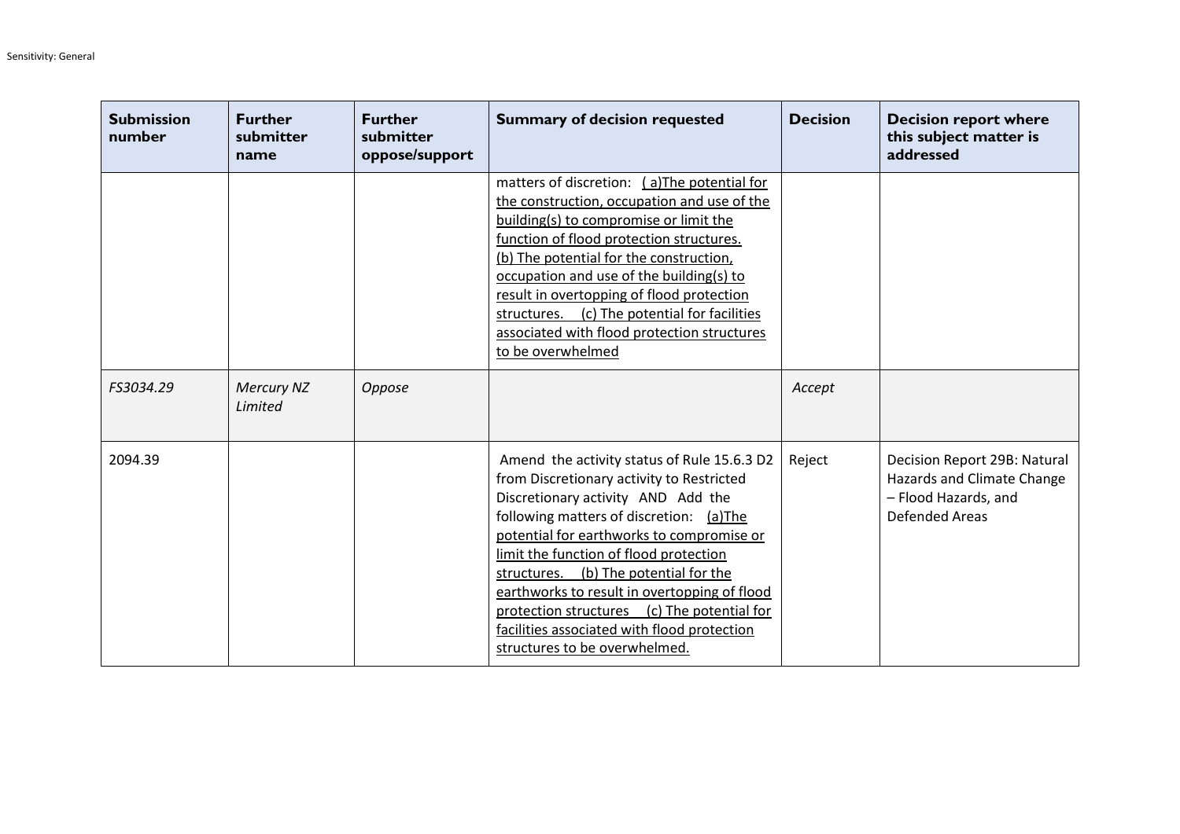| Submission number | Further submitter name | Further submitter oppose/support | Summary of decision requested | Decision | Decision report where this subject matter is addressed |
| --- | --- | --- | --- | --- | --- |
| | | | matters of discretion: ( a)The potential for the construction, occupation and use of the building(s) to compromise or limit the function of flood protection structures. (b) The potential for the construction, occupation and use of the building(s) to result in overtopping of flood protection structures. (c) The potential for facilities associated with flood protection structures to be overwhelmed | | |
| *FS3034.29* | *Mercury NZ Limited* | *Oppose* | | *Accept* | |
| 2094.39 | | | Amend the activity status of Rule 15.6.3 D2 from Discretionary activity to Restricted Discretionary activity AND Add the following matters of discretion: (a)The potential for earthworks to compromise or limit the function of flood protection structures. (b) The potential for the earthworks to result in overtopping of flood protection structures (c) The potential for facilities associated with flood protection structures to be overwhelmed. | Reject | Decision Report 29B: Natural Hazards and Climate Change – Flood Hazards, and Defended Areas |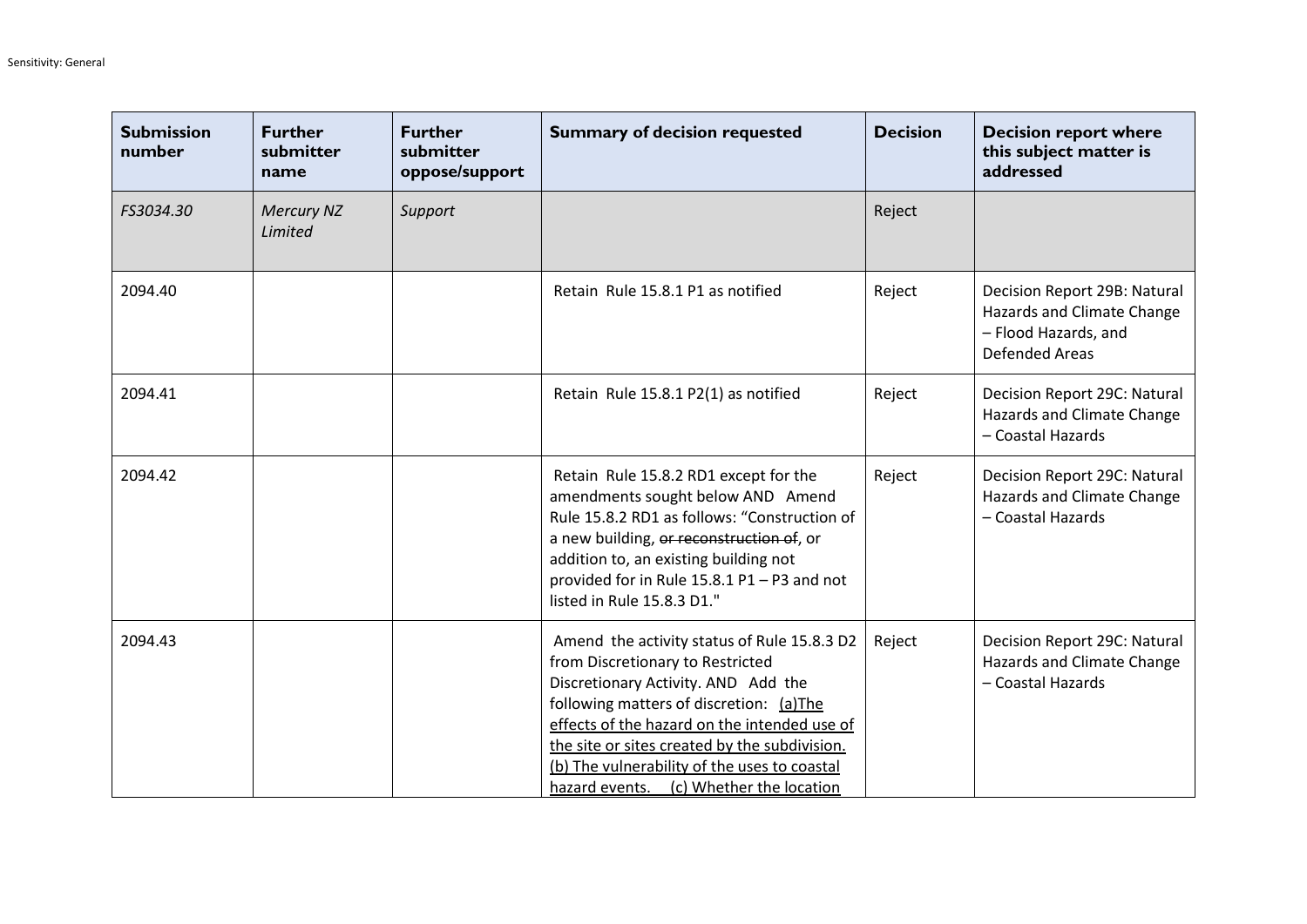| Submission number | Further submitter name | Further submitter oppose/support | Summary of decision requested | Decision | Decision report where this subject matter is addressed |
|---|---|---|---|---|---|
| *FS3034.30* | *Mercury NZ Limited* | *Support* | | Reject | |
| 2094.40 | | | Retain Rule 15.8.1 P1 as notified | Reject | Decision Report 29B: Natural Hazards and Climate Change – Flood Hazards, and Defended Areas |
| 2094.41 | | | Retain Rule 15.8.1 P2(1) as notified | Reject | Decision Report 29C: Natural Hazards and Climate Change – Coastal Hazards |
| 2094.42 | | | Retain Rule 15.8.2 RD1 except for the amendments sought below AND Amend Rule 15.8.2 RD1 as follows: "Construction of a new building, ~~or reconstruction of~~, or addition to, an existing building not provided for in Rule 15.8.1 P1 – P3 and not listed in Rule 15.8.3 D1." | Reject | Decision Report 29C: Natural Hazards and Climate Change – Coastal Hazards |
| 2094.43 | | | Amend the activity status of Rule 15.8.3 D2 from Discretionary to Restricted Discretionary Activity. AND Add the following matters of discretion: <u>(a)The effects of the hazard on the intended use of the site or sites created by the subdivision. (b) The vulnerability of the uses to coastal hazard events. (c) Whether the location</u> | Reject | Decision Report 29C: Natural Hazards and Climate Change – Coastal Hazards |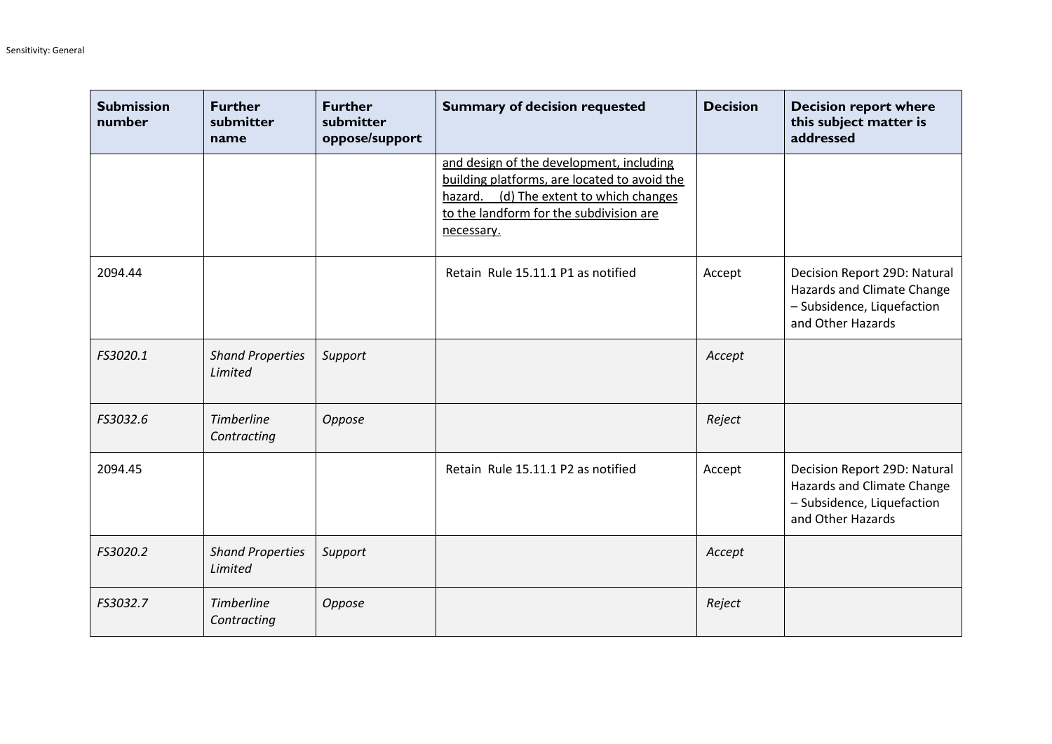| Submission number | Further submitter name | Further submitter oppose/support | Summary of decision requested | Decision | Decision report where this subject matter is addressed |
|---|---|---|---|---|---|
| | | | <u>and design of the development, including building platforms, are located to avoid the hazard. (d) The extent to which changes to the landform for the subdivision are necessary.</u> | | |
| 2094.44 | | | Retain Rule 15.11.1 P1 as notified | Accept | Decision Report 29D: Natural Hazards and Climate Change – Subsidence, Liquefaction and Other Hazards |
| *FS3020.1* | *Shand Properties Limited* | *Support* | | *Accept* | |
| *FS3032.6* | *Timberline Contracting* | *Oppose* | | *Reject* | |
| 2094.45 | | | Retain Rule 15.11.1 P2 as notified | Accept | Decision Report 29D: Natural Hazards and Climate Change – Subsidence, Liquefaction and Other Hazards |
| *FS3020.2* | *Shand Properties Limited* | *Support* | | *Accept* | |
| *FS3032.7* | *Timberline Contracting* | *Oppose* | | *Reject* | |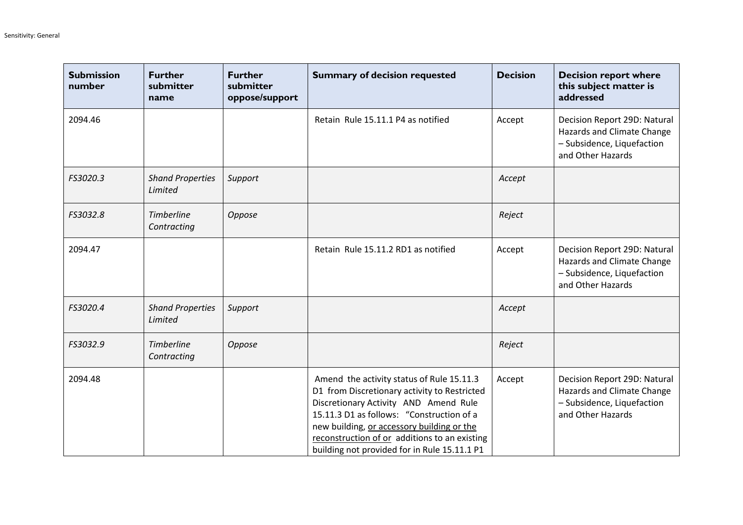| Submission number | Further submitter name | Further submitter oppose/support | Summary of decision requested | Decision | Decision report where this subject matter is addressed |
|---|---|---|---|---|---|
| 2094.46 | | | Retain Rule 15.11.1 P4 as notified | Accept | Decision Report 29D: Natural Hazards and Climate Change – Subsidence, Liquefaction and Other Hazards |
| *FS3020.3* | *Shand Properties Limited* | *Support* | | *Accept* | |
| *FS3032.8* | *Timberline Contracting* | *Oppose* | | *Reject* | |
| 2094.47 | | | Retain Rule 15.11.2 RD1 as notified | Accept | Decision Report 29D: Natural Hazards and Climate Change – Subsidence, Liquefaction and Other Hazards |
| *FS3020.4* | *Shand Properties Limited* | *Support* | | *Accept* | |
| *FS3032.9* | *Timberline Contracting* | *Oppose* | | *Reject* | |
| 2094.48 | | | Amend the activity status of Rule 15.11.3 D1 from Discretionary activity to Restricted Discretionary Activity AND Amend Rule 15.11.3 D1 as follows: "Construction of a new building, <u>or accessory building or the reconstruction of or</u> additions to an existing building not provided for in Rule 15.11.1 P1 | Accept | Decision Report 29D: Natural Hazards and Climate Change – Subsidence, Liquefaction and Other Hazards |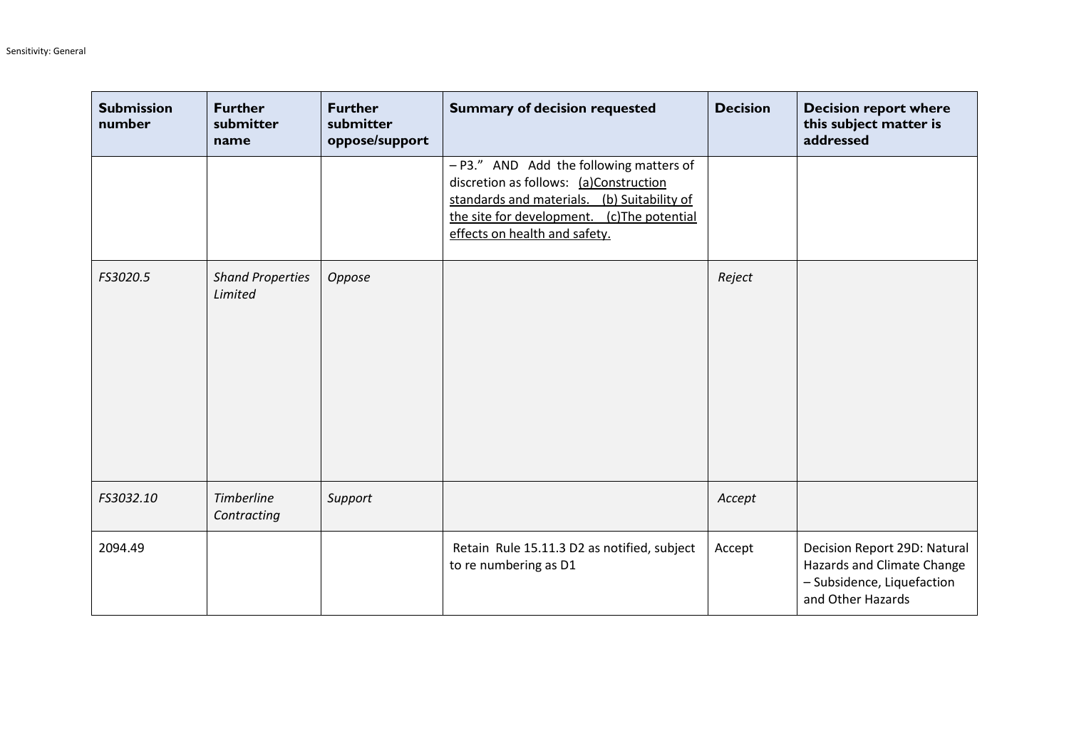| Submission number | Further submitter name | Further submitter oppose/support | Summary of decision requested | Decision | Decision report where this subject matter is addressed |
|---|---|---|---|---|---|
| | | | – P3." AND Add the following matters of discretion as follows: <u>(a)Construction standards and materials. (b) Suitability of the site for development. (c)The potential effects on health and safety.</u> | | |
| *FS3020.5* | *Shand Properties Limited* | *Oppose* | | *Reject* | |
| *FS3032.10* | *Timberline Contracting* | *Support* | | *Accept* | |
| 2094.49 | | | Retain Rule 15.11.3 D2 as notified, subject to re numbering as D1 | Accept | Decision Report 29D: Natural Hazards and Climate Change – Subsidence, Liquefaction and Other Hazards |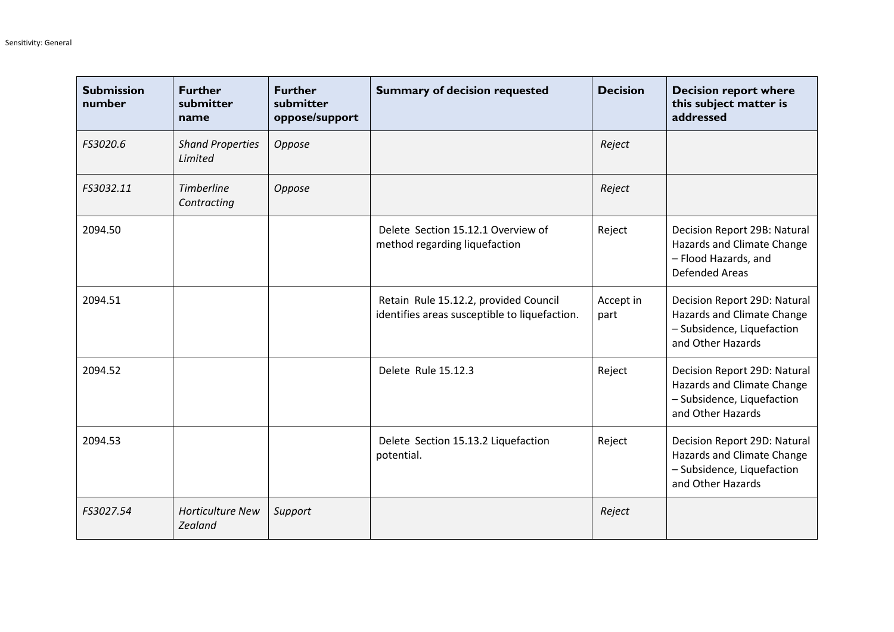| Submission number | Further submitter name | Further submitter oppose/support | Summary of decision requested | Decision | Decision report where this subject matter is addressed |
|---|---|---|---|---|---|
| *FS3020.6* | *Shand Properties Limited* | *Oppose* | | *Reject* | |
| *FS3032.11* | *Timberline Contracting* | *Oppose* | | *Reject* | |
| 2094.50 | | | Delete Section 15.12.1 Overview of method regarding liquefaction | Reject | Decision Report 29B: Natural Hazards and Climate Change – Flood Hazards, and Defended Areas |
| 2094.51 | | | Retain Rule 15.12.2, provided Council identifies areas susceptible to liquefaction. | Accept in part | Decision Report 29D: Natural Hazards and Climate Change – Subsidence, Liquefaction and Other Hazards |
| 2094.52 | | | Delete Rule 15.12.3 | Reject | Decision Report 29D: Natural Hazards and Climate Change – Subsidence, Liquefaction and Other Hazards |
| 2094.53 | | | Delete Section 15.13.2 Liquefaction potential. | Reject | Decision Report 29D: Natural Hazards and Climate Change – Subsidence, Liquefaction and Other Hazards |
| *FS3027.54* | *Horticulture New Zealand* | *Support* | | *Reject* | |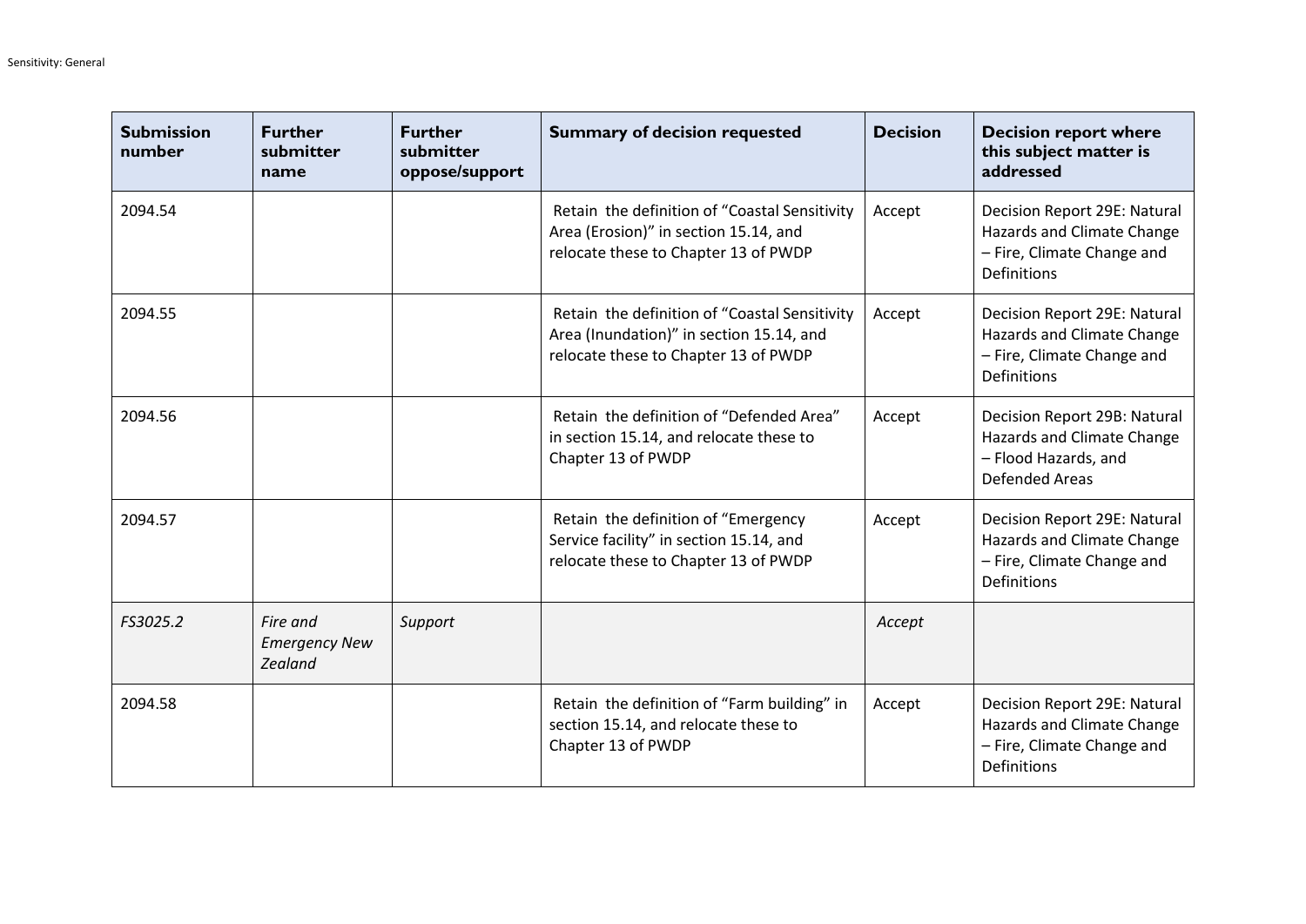| Submission number | Further submitter name | Further submitter oppose/support | Summary of decision requested | Decision | Decision report where this subject matter is addressed |
|---|---|---|---|---|---|
| 2094.54 | | | Retain the definition of "Coastal Sensitivity Area (Erosion)" in section 15.14, and relocate these to Chapter 13 of PWDP | Accept | Decision Report 29E: Natural Hazards and Climate Change – Fire, Climate Change and Definitions |
| 2094.55 | | | Retain the definition of "Coastal Sensitivity Area (Inundation)" in section 15.14, and relocate these to Chapter 13 of PWDP | Accept | Decision Report 29E: Natural Hazards and Climate Change – Fire, Climate Change and Definitions |
| 2094.56 | | | Retain the definition of "Defended Area" in section 15.14, and relocate these to Chapter 13 of PWDP | Accept | Decision Report 29B: Natural Hazards and Climate Change – Flood Hazards, and Defended Areas |
| 2094.57 | | | Retain the definition of "Emergency Service facility" in section 15.14, and relocate these to Chapter 13 of PWDP | Accept | Decision Report 29E: Natural Hazards and Climate Change – Fire, Climate Change and Definitions |
| *FS3025.2* | *Fire and Emergency New Zealand* | *Support* | | *Accept* | |
| 2094.58 | | | Retain the definition of "Farm building" in section 15.14, and relocate these to Chapter 13 of PWDP | Accept | Decision Report 29E: Natural Hazards and Climate Change – Fire, Climate Change and Definitions |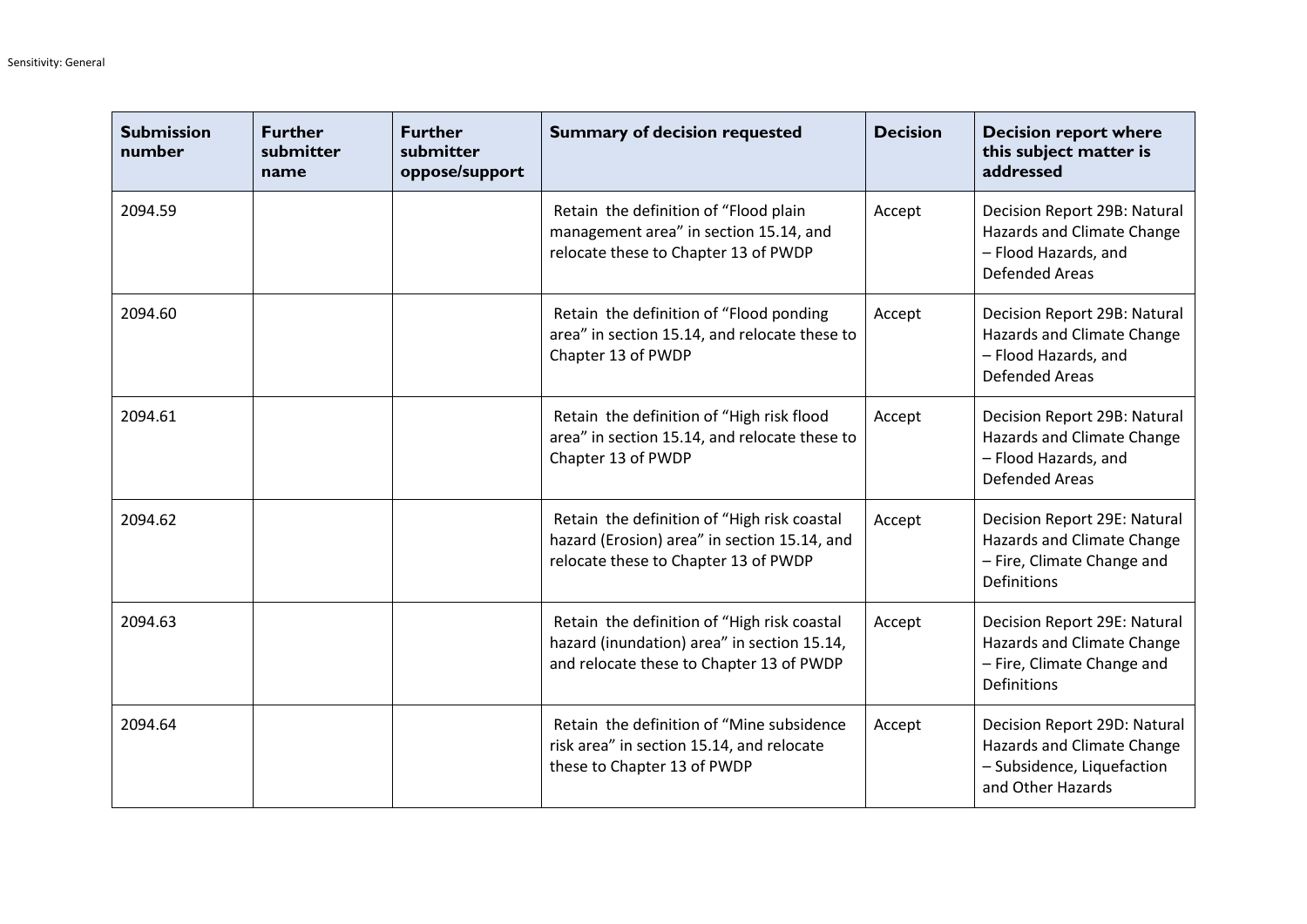| Submission number | Further submitter name | Further submitter oppose/support | Summary of decision requested | Decision | Decision report where this subject matter is addressed |
|---|---|---|---|---|---|
| 2094.59 | | | Retain the definition of "Flood plain management area" in section 15.14, and relocate these to Chapter 13 of PWDP | Accept | Decision Report 29B: Natural Hazards and Climate Change – Flood Hazards, and Defended Areas |
| 2094.60 | | | Retain the definition of "Flood ponding area" in section 15.14, and relocate these to Chapter 13 of PWDP | Accept | Decision Report 29B: Natural Hazards and Climate Change – Flood Hazards, and Defended Areas |
| 2094.61 | | | Retain the definition of "High risk flood area" in section 15.14, and relocate these to Chapter 13 of PWDP | Accept | Decision Report 29B: Natural Hazards and Climate Change – Flood Hazards, and Defended Areas |
| 2094.62 | | | Retain the definition of "High risk coastal hazard (Erosion) area" in section 15.14, and relocate these to Chapter 13 of PWDP | Accept | Decision Report 29E: Natural Hazards and Climate Change – Fire, Climate Change and Definitions |
| 2094.63 | | | Retain the definition of "High risk coastal hazard (inundation) area" in section 15.14, and relocate these to Chapter 13 of PWDP | Accept | Decision Report 29E: Natural Hazards and Climate Change – Fire, Climate Change and Definitions |
| 2094.64 | | | Retain the definition of "Mine subsidence risk area" in section 15.14, and relocate these to Chapter 13 of PWDP | Accept | Decision Report 29D: Natural Hazards and Climate Change – Subsidence, Liquefaction and Other Hazards |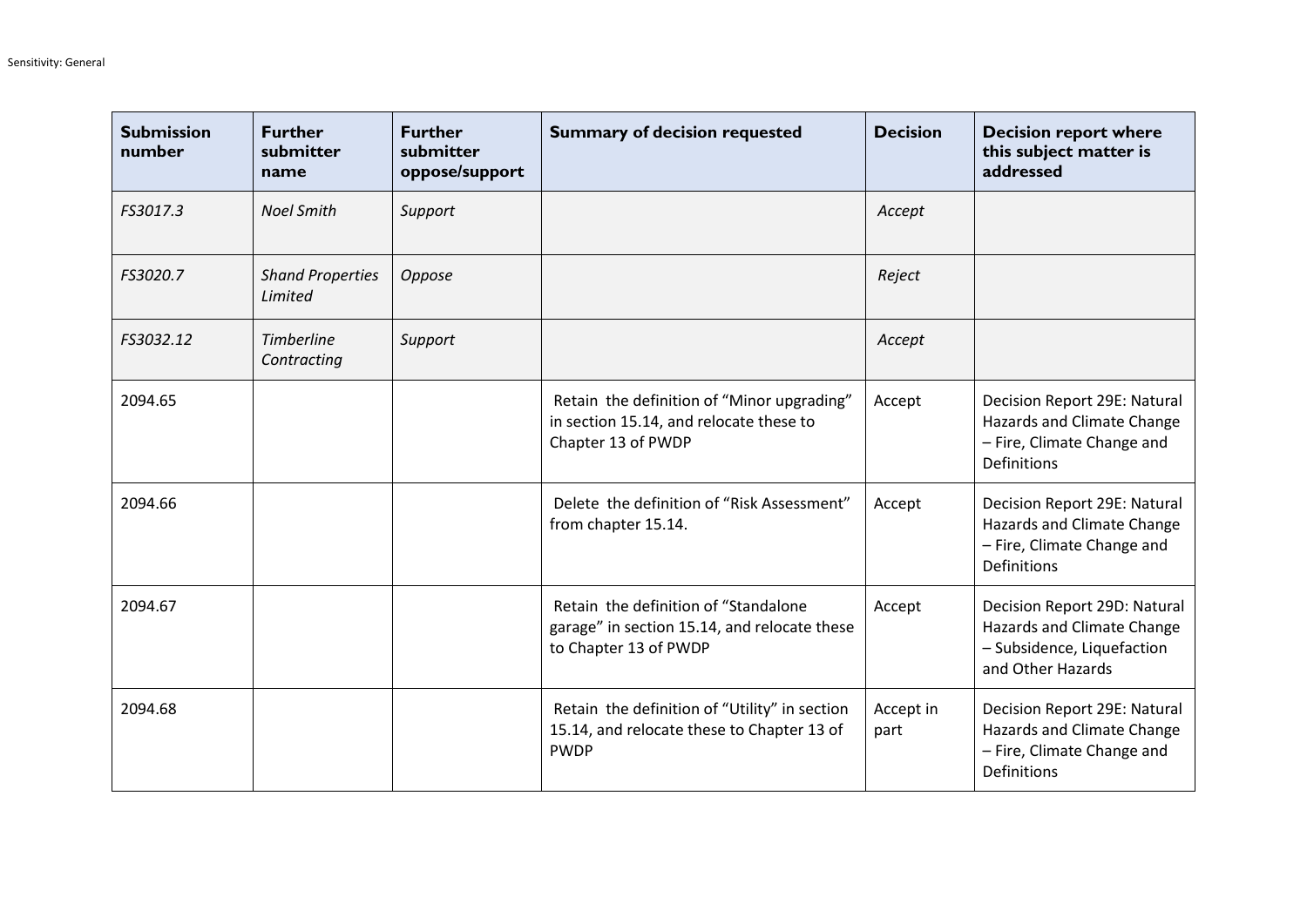| Submission number | Further submitter name | Further submitter oppose/support | Summary of decision requested | Decision | Decision report where this subject matter is addressed |
|---|---|---|---|---|---|
| *FS3017.3* | *Noel Smith* | *Support* | | *Accept* | |
| *FS3020.7* | *Shand Properties Limited* | *Oppose* | | *Reject* | |
| *FS3032.12* | *Timberline Contracting* | *Support* | | *Accept* | |
| 2094.65 | | | Retain the definition of "Minor upgrading" in section 15.14, and relocate these to Chapter 13 of PWDP | Accept | Decision Report 29E: Natural Hazards and Climate Change – Fire, Climate Change and Definitions |
| 2094.66 | | | Delete the definition of "Risk Assessment" from chapter 15.14. | Accept | Decision Report 29E: Natural Hazards and Climate Change – Fire, Climate Change and Definitions |
| 2094.67 | | | Retain the definition of "Standalone garage" in section 15.14, and relocate these to Chapter 13 of PWDP | Accept | Decision Report 29D: Natural Hazards and Climate Change – Subsidence, Liquefaction and Other Hazards |
| 2094.68 | | | Retain the definition of "Utility" in section 15.14, and relocate these to Chapter 13 of PWDP | Accept in part | Decision Report 29E: Natural Hazards and Climate Change – Fire, Climate Change and Definitions |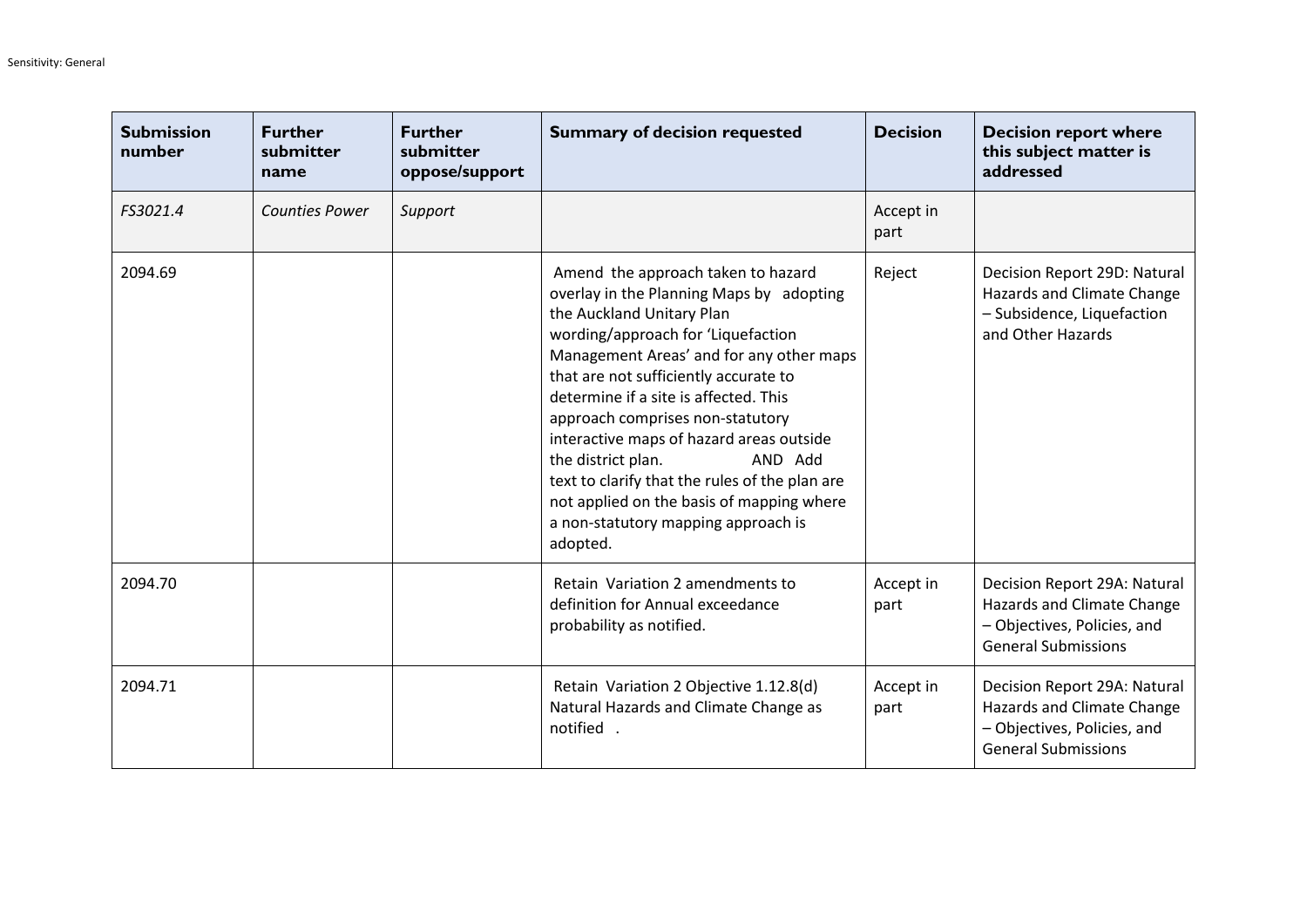| Submission number | Further submitter name | Further submitter oppose/support | Summary of decision requested | Decision | Decision report where this subject matter is addressed |
|---|---|---|---|---|---|
| *FS3021.4* | *Counties Power* | *Support* | | Accept in part | |
| 2094.69 | | | Amend the approach taken to hazard overlay in the Planning Maps by adopting the Auckland Unitary Plan wording/approach for 'Liquefaction Management Areas' and for any other maps that are not sufficiently accurate to determine if a site is affected. This approach comprises non-statutory interactive maps of hazard areas outside the district plan. AND Add text to clarify that the rules of the plan are not applied on the basis of mapping where a non-statutory mapping approach is adopted. | Reject | Decision Report 29D: Natural Hazards and Climate Change – Subsidence, Liquefaction and Other Hazards |
| 2094.70 | | | Retain Variation 2 amendments to definition for Annual exceedance probability as notified. | Accept in part | Decision Report 29A: Natural Hazards and Climate Change – Objectives, Policies, and General Submissions |
| 2094.71 | | | Retain Variation 2 Objective 1.12.8(d) Natural Hazards and Climate Change as notified . | Accept in part | Decision Report 29A: Natural Hazards and Climate Change – Objectives, Policies, and General Submissions |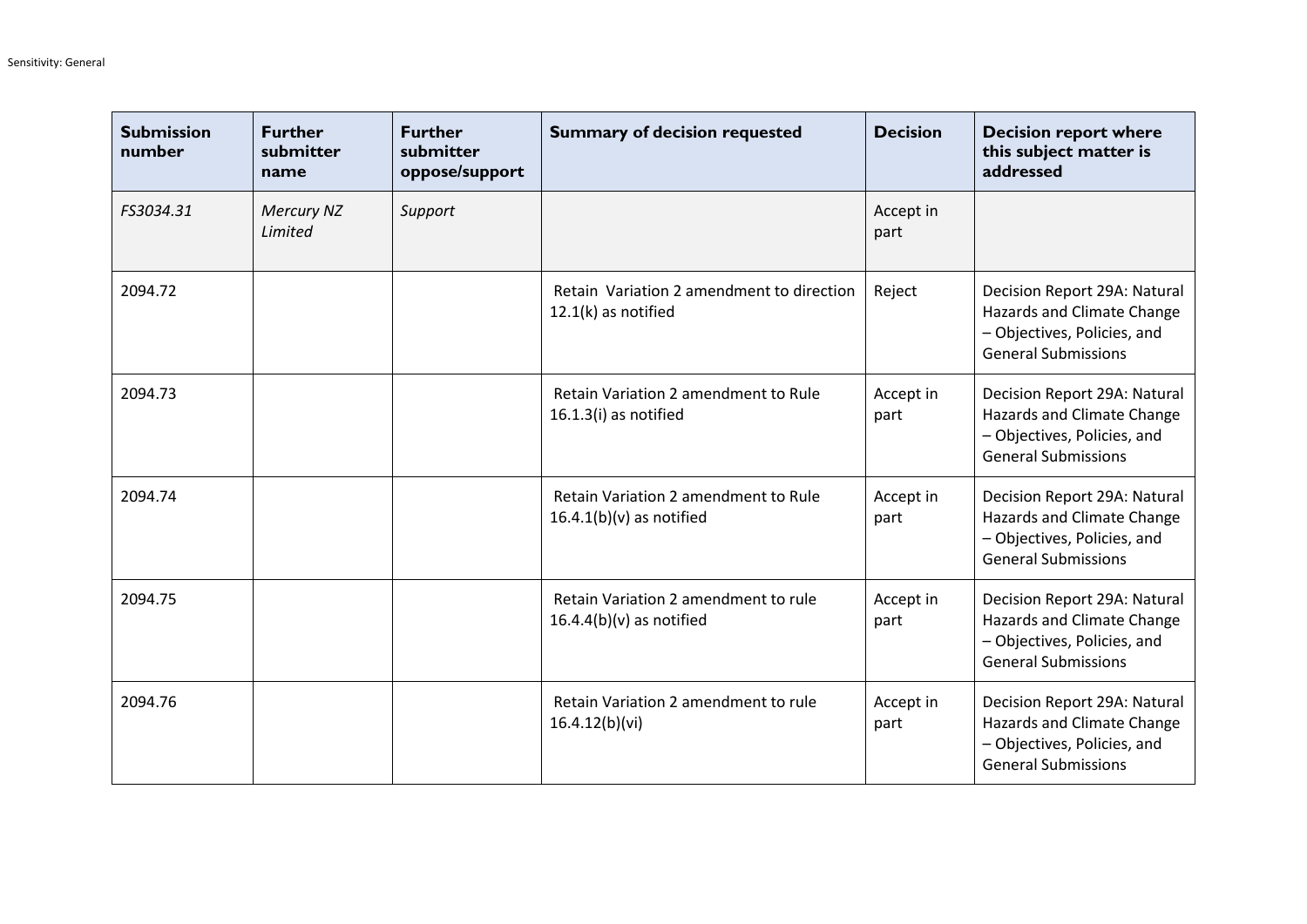| Submission number | Further submitter name | Further submitter oppose/support | Summary of decision requested | Decision | Decision report where this subject matter is addressed |
|---|---|---|---|---|---|
| *FS3034.31* | *Mercury NZ Limited* | *Support* | | Accept in part | |
| 2094.72 | | | Retain Variation 2 amendment to direction 12.1(k) as notified | Reject | Decision Report 29A: Natural Hazards and Climate Change – Objectives, Policies, and General Submissions |
| 2094.73 | | | Retain Variation 2 amendment to Rule 16.1.3(i) as notified | Accept in part | Decision Report 29A: Natural Hazards and Climate Change – Objectives, Policies, and General Submissions |
| 2094.74 | | | Retain Variation 2 amendment to Rule 16.4.1(b)(v) as notified | Accept in part | Decision Report 29A: Natural Hazards and Climate Change – Objectives, Policies, and General Submissions |
| 2094.75 | | | Retain Variation 2 amendment to rule 16.4.4(b)(v) as notified | Accept in part | Decision Report 29A: Natural Hazards and Climate Change – Objectives, Policies, and General Submissions |
| 2094.76 | | | Retain Variation 2 amendment to rule 16.4.12(b)(vi) | Accept in part | Decision Report 29A: Natural Hazards and Climate Change – Objectives, Policies, and General Submissions |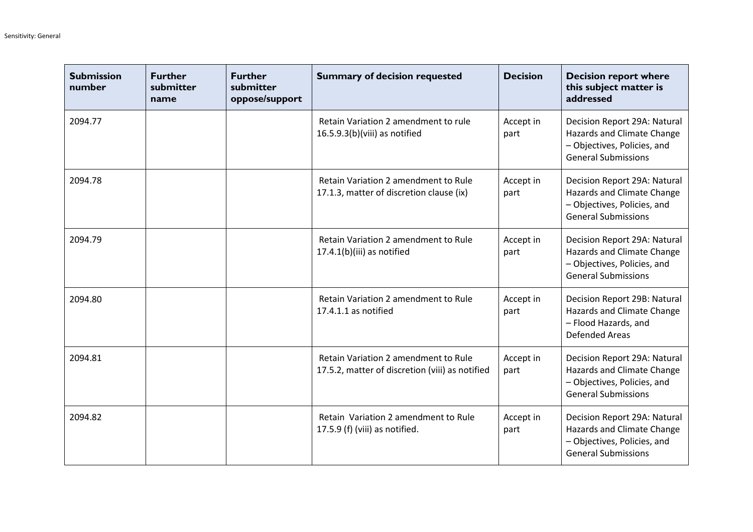| Submission number | Further submitter name | Further submitter oppose/support | Summary of decision requested | Decision | Decision report where this subject matter is addressed |
|---|---|---|---|---|---|
| 2094.77 | | | Retain Variation 2 amendment to rule 16.5.9.3(b)(viii) as notified | Accept in part | Decision Report 29A: Natural Hazards and Climate Change – Objectives, Policies, and General Submissions |
| 2094.78 | | | Retain Variation 2 amendment to Rule 17.1.3, matter of discretion clause (ix) | Accept in part | Decision Report 29A: Natural Hazards and Climate Change – Objectives, Policies, and General Submissions |
| 2094.79 | | | Retain Variation 2 amendment to Rule 17.4.1(b)(iii) as notified | Accept in part | Decision Report 29A: Natural Hazards and Climate Change – Objectives, Policies, and General Submissions |
| 2094.80 | | | Retain Variation 2 amendment to Rule 17.4.1.1 as notified | Accept in part | Decision Report 29B: Natural Hazards and Climate Change – Flood Hazards, and Defended Areas |
| 2094.81 | | | Retain Variation 2 amendment to Rule 17.5.2, matter of discretion (viii) as notified | Accept in part | Decision Report 29A: Natural Hazards and Climate Change – Objectives, Policies, and General Submissions |
| 2094.82 | | | Retain Variation 2 amendment to Rule 17.5.9 (f) (viii) as notified. | Accept in part | Decision Report 29A: Natural Hazards and Climate Change – Objectives, Policies, and General Submissions |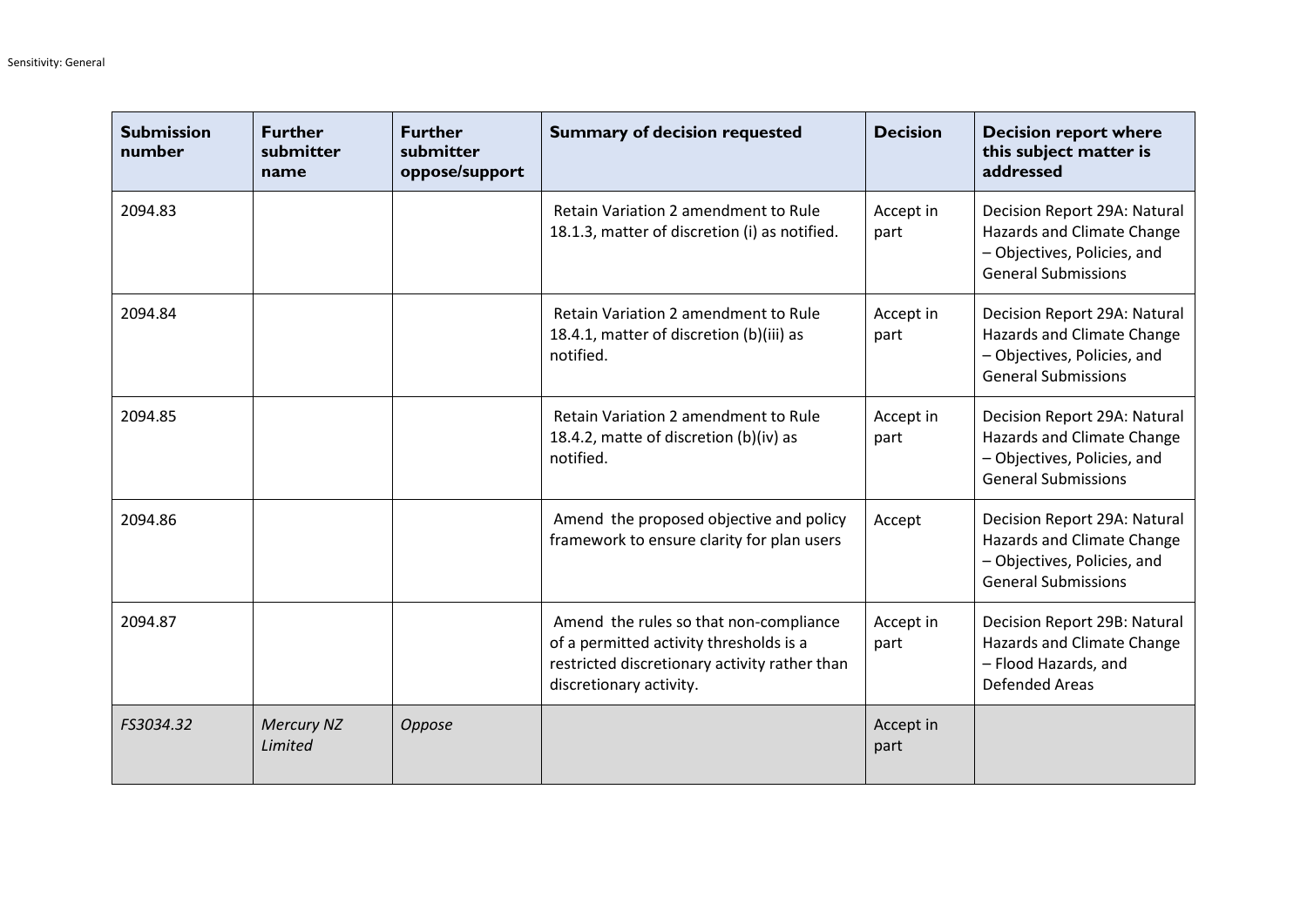| Submission number | Further submitter name | Further submitter oppose/support | Summary of decision requested | Decision | Decision report where this subject matter is addressed |
|---|---|---|---|---|---|
| 2094.83 | | | Retain Variation 2 amendment to Rule 18.1.3, matter of discretion (i) as notified. | Accept in part | Decision Report 29A: Natural Hazards and Climate Change – Objectives, Policies, and General Submissions |
| 2094.84 | | | Retain Variation 2 amendment to Rule 18.4.1, matter of discretion (b)(iii) as notified. | Accept in part | Decision Report 29A: Natural Hazards and Climate Change – Objectives, Policies, and General Submissions |
| 2094.85 | | | Retain Variation 2 amendment to Rule 18.4.2, matte of discretion (b)(iv) as notified. | Accept in part | Decision Report 29A: Natural Hazards and Climate Change – Objectives, Policies, and General Submissions |
| 2094.86 | | | Amend the proposed objective and policy framework to ensure clarity for plan users | Accept | Decision Report 29A: Natural Hazards and Climate Change – Objectives, Policies, and General Submissions |
| 2094.87 | | | Amend the rules so that non-compliance of a permitted activity thresholds is a restricted discretionary activity rather than discretionary activity. | Accept in part | Decision Report 29B: Natural Hazards and Climate Change – Flood Hazards, and Defended Areas |
| *FS3034.32* | *Mercury NZ Limited* | *Oppose* | | Accept in part | |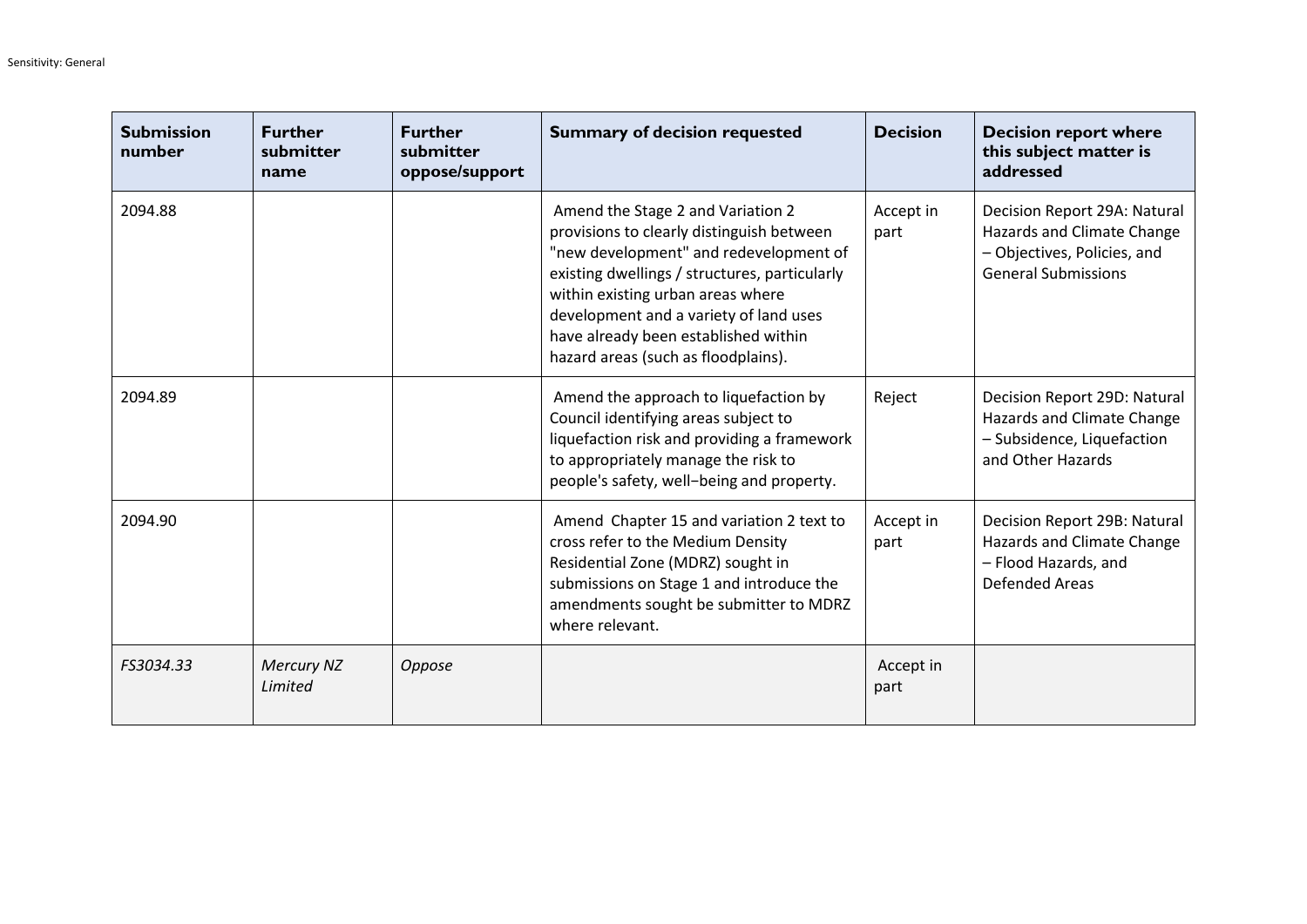| Submission number | Further submitter name | Further submitter oppose/support | Summary of decision requested | Decision | Decision report where this subject matter is addressed |
|---|---|---|---|---|---|
| 2094.88 | | | Amend the Stage 2 and Variation 2 provisions to clearly distinguish between "new development" and redevelopment of existing dwellings / structures, particularly within existing urban areas where development and a variety of land uses have already been established within hazard areas (such as floodplains). | Accept in part | Decision Report 29A: Natural Hazards and Climate Change – Objectives, Policies, and General Submissions |
| 2094.89 | | | Amend the approach to liquefaction by Council identifying areas subject to liquefaction risk and providing a framework to appropriately manage the risk to people's safety, well–being and property. | Reject | Decision Report 29D: Natural Hazards and Climate Change – Subsidence, Liquefaction and Other Hazards |
| 2094.90 | | | Amend Chapter 15 and variation 2 text to cross refer to the Medium Density Residential Zone (MDRZ) sought in submissions on Stage 1 and introduce the amendments sought be submitter to MDRZ where relevant. | Accept in part | Decision Report 29B: Natural Hazards and Climate Change – Flood Hazards, and Defended Areas |
| *FS3034.33* | *Mercury NZ Limited* | *Oppose* | | Accept in part | |